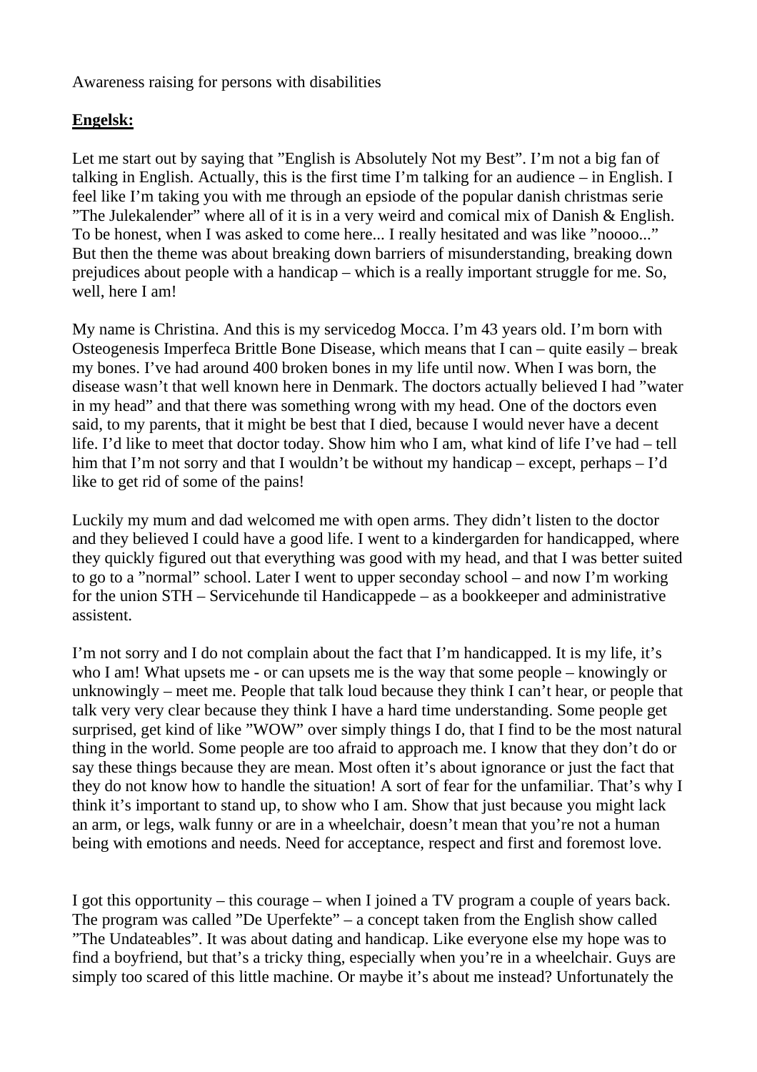Awareness raising for persons with disabilities

**Engelsk:**

Let me start out by saying that "English is Absolutely Not my Best". I'm not a big fan of talking in English. Actually, this is the first time I'm talking for an audience – in English. I feel like I'm taking you with me through an epsiode of the popular danish christmas serie "The Julekalender" where all of it is in a very weird and comical mix of Danish & English. To be honest, when I was asked to come here... I really hesitated and was like "noooo..." But then the theme was about breaking down barriers of misunderstanding, breaking down prejudices about people with a handicap – which is a really important struggle for me. So, well, here I am!

My name is Christina. And this is my servicedog Mocca. I'm 43 years old. I'm born with Osteogenesis Imperfeca Brittle Bone Disease, which means that I can – quite easily – break my bones. I've had around 400 broken bones in my life until now. When I was born, the disease wasn't that well known here in Denmark. The doctors actually believed I had "water in my head" and that there was something wrong with my head. One of the doctors even said, to my parents, that it might be best that I died, because I would never have a decent life. I'd like to meet that doctor today. Show him who I am, what kind of life I've had – tell him that I'm not sorry and that I wouldn't be without my handicap – except, perhaps – I'd like to get rid of some of the pains!

Luckily my mum and dad welcomed me with open arms. They didn't listen to the doctor and they believed I could have a good life. I went to a kindergarden for handicapped, where they quickly figured out that everything was good with my head, and that I was better suited to go to a "normal" school. Later I went to upper seconday school – and now I'm working for the union STH – Servicehunde til Handicappede – as a bookkeeper and administrative assistent.

I'm not sorry and I do not complain about the fact that I'm handicapped. It is my life, it's who I am! What upsets me - or can upsets me is the way that some people – knowingly or unknowingly – meet me. People that talk loud because they think I can't hear, or people that talk very very clear because they think I have a hard time understanding. Some people get surprised, get kind of like "WOW" over simply things I do, that I find to be the most natural thing in the world. Some people are too afraid to approach me. I know that they don't do or say these things because they are mean. Most often it's about ignorance or just the fact that they do not know how to handle the situation! A sort of fear for the unfamiliar. That's why I think it's important to stand up, to show who I am. Show that just because you might lack an arm, or legs, walk funny or are in a wheelchair, doesn't mean that you're not a human being with emotions and needs. Need for acceptance, respect and first and foremost love.

I got this opportunity – this courage – when I joined a TV program a couple of years back. The program was called "De Uperfekte" – a concept taken from the English show called "The Undateables". It was about dating and handicap. Like everyone else my hope was to find a boyfriend, but that's a tricky thing, especially when you're in a wheelchair. Guys are simply too scared of this little machine. Or maybe it's about me instead? Unfortunately the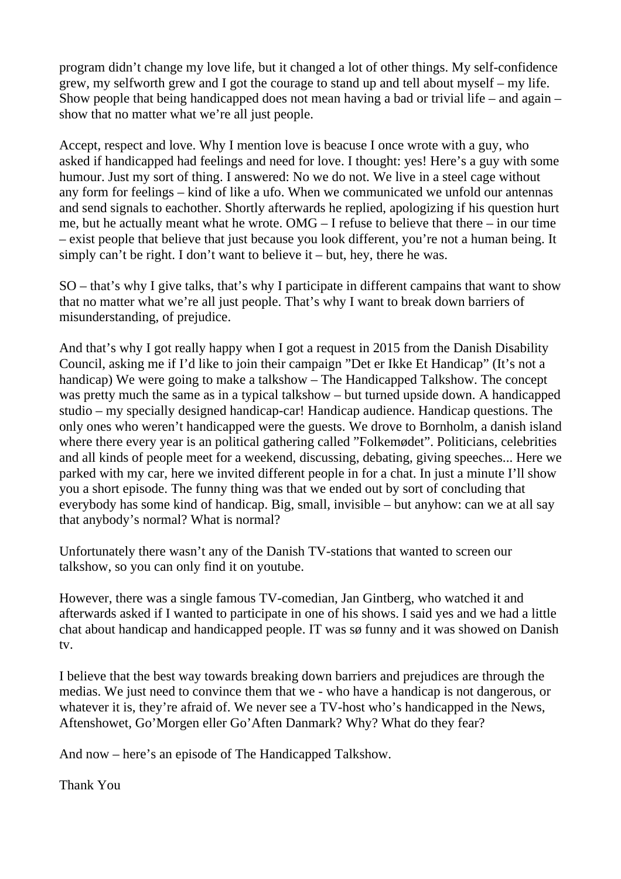program didn't change my love life, but it changed a lot of other things. My self-confidence grew, my selfworth grew and I got the courage to stand up and tell about myself – my life. Show people that being handicapped does not mean having a bad or trivial life – and again – show that no matter what we're all just people.

Accept, respect and love. Why I mention love is beacuse I once wrote with a guy, who asked if handicapped had feelings and need for love. I thought: yes! Here's a guy with some humour. Just my sort of thing. I answered: No we do not. We live in a steel cage without any form for feelings – kind of like a ufo. When we communicated we unfold our antennas and send signals to eachother. Shortly afterwards he replied, apologizing if his question hurt me, but he actually meant what he wrote. OMG – I refuse to believe that there – in our time – exist people that believe that just because you look different, you're not a human being. It simply can't be right. I don't want to believe it – but, hey, there he was.

SO – that's why I give talks, that's why I participate in different campains that want to show that no matter what we're all just people. That's why I want to break down barriers of misunderstanding, of prejudice.

And that's why I got really happy when I got a request in 2015 from the Danish Disability Council, asking me if I'd like to join their campaign "Det er Ikke Et Handicap" (It's not a handicap) We were going to make a talkshow – The Handicapped Talkshow. The concept was pretty much the same as in a typical talkshow – but turned upside down. A handicapped studio – my specially designed handicap-car! Handicap audience. Handicap questions. The only ones who weren't handicapped were the guests. We drove to Bornholm, a danish island where there every year is an political gathering called "Folkemødet". Politicians, celebrities and all kinds of people meet for a weekend, discussing, debating, giving speeches... Here we parked with my car, here we invited different people in for a chat. In just a minute I'll show you a short episode. The funny thing was that we ended out by sort of concluding that everybody has some kind of handicap. Big, small, invisible – but anyhow: can we at all say that anybody's normal? What is normal?

Unfortunately there wasn't any of the Danish TV-stations that wanted to screen our talkshow, so you can only find it on youtube.

However, there was a single famous TV-comedian, Jan Gintberg, who watched it and afterwards asked if I wanted to participate in one of his shows. I said yes and we had a little chat about handicap and handicapped people. IT was sø funny and it was showed on Danish tv.

I believe that the best way towards breaking down barriers and prejudices are through the medias. We just need to convince them that we - who have a handicap is not dangerous, or whatever it is, they're afraid of. We never see a TV-host who's handicapped in the News, Aftenshowet, Go'Morgen eller Go'Aften Danmark? Why? What do they fear?

And now – here's an episode of The Handicapped Talkshow.

Thank You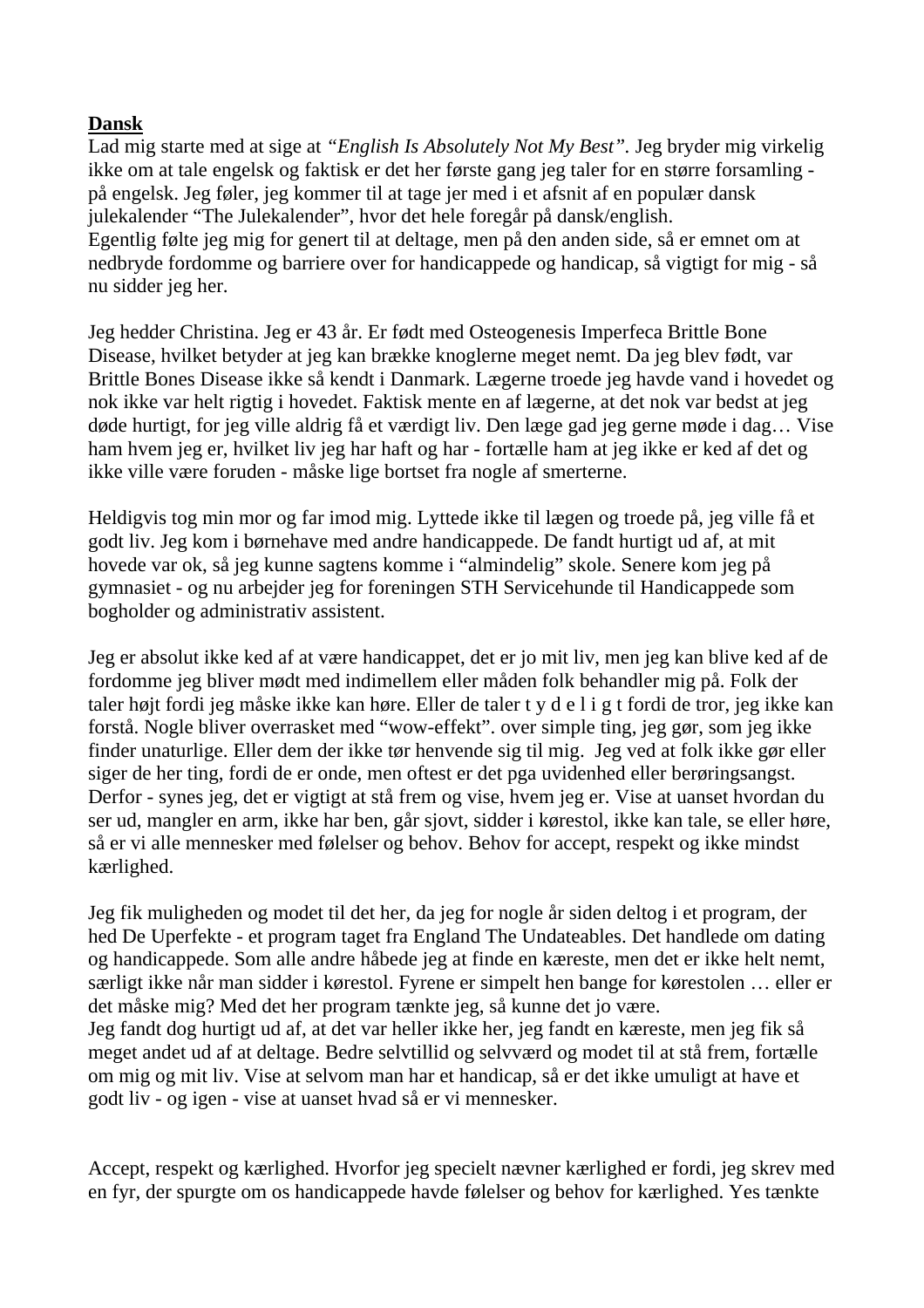**Dansk**

Lad mig starte med at sige at *"English Is Absolutely Not My Best"*. Jeg bryder mig virkelig ikke om at tale engelsk og faktisk er det her første gang jeg taler for en større forsamling - på engelsk. Jeg føler, jeg kommer til at tage jer med i et afsnit af en populær dansk julekalender "The Julekalender", hvor det hele foregår på dansk/english.
Egentlig følte jeg mig for genert til at deltage, men på den anden side, så er emnet om at nedbryde fordomme og barriere over for handicappede og handicap, så vigtigt for mig - så nu sidder jeg her.

Jeg hedder Christina. Jeg er 43 år. Er født med Osteogenesis Imperfeca Brittle Bone Disease, hvilket betyder at jeg kan brække knoglerne meget nemt. Da jeg blev født, var Brittle Bones Disease ikke så kendt i Danmark. Lægerne troede jeg havde vand i hovedet og nok ikke var helt rigtig i hovedet. Faktisk mente en af lægerne, at det nok var bedst at jeg døde hurtigt, for jeg ville aldrig få et værdigt liv. Den læge gad jeg gerne møde i dag… Vise ham hvem jeg er, hvilket liv jeg har haft og har - fortælle ham at jeg ikke er ked af det og ikke ville være foruden - måske lige bortset fra nogle af smerterne.

Heldigvis tog min mor og far imod mig. Lyttede ikke til lægen og troede på, jeg ville få et godt liv. Jeg kom i børnehave med andre handicappede. De fandt hurtigt ud af, at mit hovede var ok, så jeg kunne sagtens komme i "almindelig" skole. Senere kom jeg på gymnasiet - og nu arbejder jeg for foreningen STH Servicehunde til Handicappede som bogholder og administrativ assistent.

Jeg er absolut ikke ked af at være handicappet, det er jo mit liv, men jeg kan blive ked af de fordomme jeg bliver mødt med indimellem eller måden folk behandler mig på. Folk der taler højt fordi jeg måske ikke kan høre. Eller de taler t y d e l i g t fordi de tror, jeg ikke kan forstå. Nogle bliver overrasket med "wow-effekt". over simple ting, jeg gør, som jeg ikke finder unaturlige. Eller dem der ikke tør henvende sig til mig. Jeg ved at folk ikke gør eller siger de her ting, fordi de er onde, men oftest er det pga uvidenhed eller berøringsangst. Derfor - synes jeg, det er vigtigt at stå frem og vise, hvem jeg er. Vise at uanset hvordan du ser ud, mangler en arm, ikke har ben, går sjovt, sidder i kørestol, ikke kan tale, se eller høre, så er vi alle mennesker med følelser og behov. Behov for accept, respekt og ikke mindst kærlighed.

Jeg fik muligheden og modet til det her, da jeg for nogle år siden deltog i et program, der hed De Uperfekte - et program taget fra England The Undateables. Det handlede om dating og handicappede. Som alle andre håbede jeg at finde en kæreste, men det er ikke helt nemt, særligt ikke når man sidder i kørestol. Fyrene er simpelt hen bange for kørestolen … eller er det måske mig? Med det her program tænkte jeg, så kunne det jo være.
Jeg fandt dog hurtigt ud af, at det var heller ikke her, jeg fandt en kæreste, men jeg fik så meget andet ud af at deltage. Bedre selvtillid og selvværd og modet til at stå frem, fortælle om mig og mit liv. Vise at selvom man har et handicap, så er det ikke umuligt at have et godt liv - og igen - vise at uanset hvad så er vi mennesker.

Accept, respekt og kærlighed. Hvorfor jeg specielt nævner kærlighed er fordi, jeg skrev med en fyr, der spurgte om os handicappede havde følelser og behov for kærlighed. Yes tænkte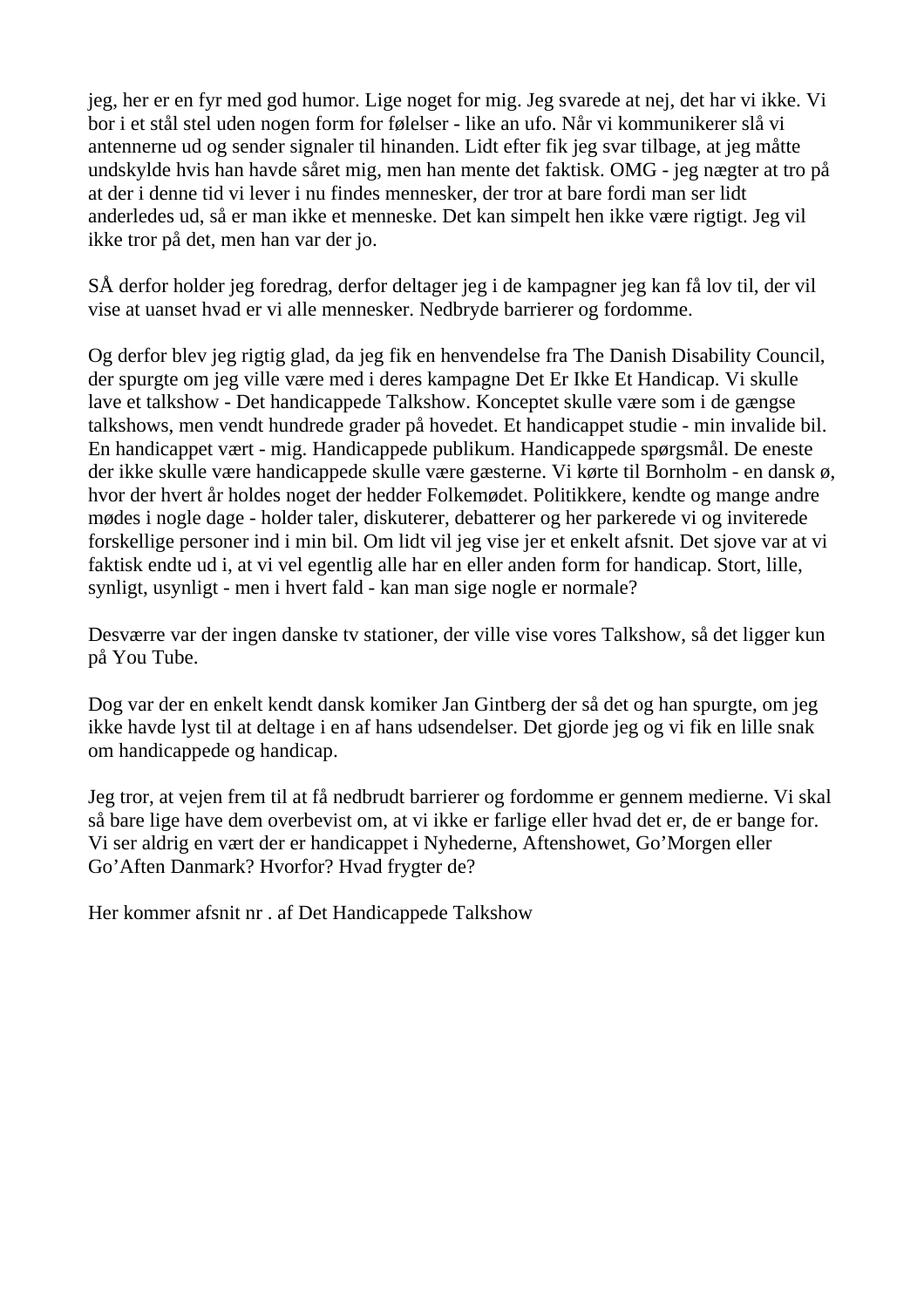jeg, her er en fyr med god humor. Lige noget for mig. Jeg svarede at nej, det har vi ikke. Vi bor i et stål stel uden nogen form for følelser - like an ufo. Når vi kommunikerer slå vi antennerne ud og sender signaler til hinanden. Lidt efter fik jeg svar tilbage, at jeg måtte undskylde hvis han havde såret mig, men han mente det faktisk. OMG - jeg nægter at tro på at der i denne tid vi lever i nu findes mennesker, der tror at bare fordi man ser lidt anderledes ud, så er man ikke et menneske. Det kan simpelt hen ikke være rigtigt. Jeg vil ikke tror på det, men han var der jo.

SÅ derfor holder jeg foredrag, derfor deltager jeg i de kampagner jeg kan få lov til, der vil vise at uanset hvad er vi alle mennesker. Nedbryde barrierer og fordomme.

Og derfor blev jeg rigtig glad, da jeg fik en henvendelse fra The Danish Disability Council, der spurgte om jeg ville være med i deres kampagne Det Er Ikke Et Handicap. Vi skulle lave et talkshow - Det handicappede Talkshow. Konceptet skulle være som i de gængse talkshows, men vendt hundrede grader på hovedet. Et handicappet studie - min invalide bil. En handicappet vært - mig. Handicappede publikum. Handicappede spørgsmål. De eneste der ikke skulle være handicappede skulle være gæsterne. Vi kørte til Bornholm - en dansk ø, hvor der hvert år holdes noget der hedder Folkemødet. Politikkere, kendte og mange andre mødes i nogle dage - holder taler, diskuterer, debatterer og her parkerede vi og inviterede forskellige personer ind i min bil. Om lidt vil jeg vise jer et enkelt afsnit. Det sjove var at vi faktisk endte ud i, at vi vel egentlig alle har en eller anden form for handicap. Stort, lille, synligt, usynligt - men i hvert fald - kan man sige nogle er normale?

Desværre var der ingen danske tv stationer, der ville vise vores Talkshow, så det ligger kun på You Tube.

Dog var der en enkelt kendt dansk komiker Jan Gintberg der så det og han spurgte, om jeg ikke havde lyst til at deltage i en af hans udsendelser. Det gjorde jeg og vi fik en lille snak om handicappede og handicap.

Jeg tror, at vejen frem til at få nedbrudt barrierer og fordomme er gennem medierne. Vi skal så bare lige have dem overbevist om, at vi ikke er farlige eller hvad det er, de er bange for. Vi ser aldrig en vært der er handicappet i Nyhederne, Aftenshowet, Go'Morgen eller Go'Aften Danmark? Hvorfor? Hvad frygter de?

Her kommer afsnit nr . af Det Handicappede Talkshow